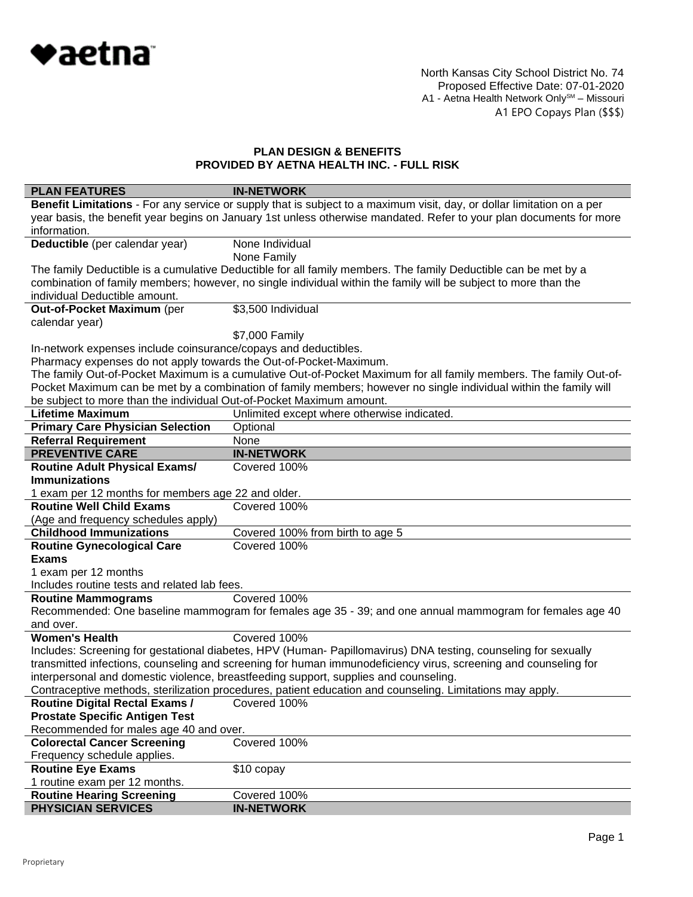North Kansas City School District No. 74
Proposed Effective Date: 07-01-2020
A1 - Aetna Health Network Only℠ – Missouri
A1 EPO Copays Plan ($$$)

## PLAN DESIGN & BENEFITS
## PROVIDED BY AETNA HEALTH INC. - FULL RISK

| PLAN FEATURES | IN-NETWORK |
|---|---|
| **Benefit Limitations** - For any service or supply that is subject to a maximum visit, day, or dollar limitation on a per year basis, the benefit year begins on January 1st unless otherwise mandated. Refer to your plan documents for more information. | |
| **Deductible** (per calendar year) | None Individual<br>None Family |
| The family Deductible is a cumulative Deductible for all family members. The family Deductible can be met by a combination of family members; however, no single individual within the family will be subject to more than the individual Deductible amount. | |
| **Out-of-Pocket Maximum** (per calendar year) | $3,500 Individual<br>$7,000 Family |
| In-network expenses include coinsurance/copays and deductibles.<br>Pharmacy expenses do not apply towards the Out-of-Pocket-Maximum.<br>The family Out-of-Pocket Maximum is a cumulative Out-of-Pocket Maximum for all family members. The family Out-of-Pocket Maximum can be met by a combination of family members; however no single individual within the family will be subject to more than the individual Out-of-Pocket Maximum amount. | |
| **Lifetime Maximum** | Unlimited except where otherwise indicated. |
| **Primary Care Physician Selection** | Optional |
| **Referral Requirement** | None |
| **PREVENTIVE CARE** | **IN-NETWORK** |
| **Routine Adult Physical Exams/ Immunizations**<br>1 exam per 12 months for members age 22 and older. | Covered 100% |
| **Routine Well Child Exams**<br>(Age and frequency schedules apply) | Covered 100% |
| **Childhood Immunizations** | Covered 100% from birth to age 5 |
| **Routine Gynecological Care Exams**<br>1 exam per 12 months<br>Includes routine tests and related lab fees. | Covered 100% |
| **Routine Mammograms**<br>Recommended: One baseline mammogram for females age 35 - 39; and one annual mammogram for females age 40 and over. | Covered 100% |
| **Women's Health**<br>Includes: Screening for gestational diabetes, HPV (Human- Papillomavirus) DNA testing, counseling for sexually transmitted infections, counseling and screening for human immunodeficiency virus, screening and counseling for interpersonal and domestic violence, breastfeeding support, supplies and counseling.<br>Contraceptive methods, sterilization procedures, patient education and counseling. Limitations may apply. | Covered 100% |
| **Routine Digital Rectal Exams / Prostate Specific Antigen Test**<br>Recommended for males age 40 and over. | Covered 100% |
| **Colorectal Cancer Screening**<br>Frequency schedule applies. | Covered 100% |
| **Routine Eye Exams**<br>1 routine exam per 12 months. | $10 copay |
| **Routine Hearing Screening** | Covered 100% |
| **PHYSICIAN SERVICES** | **IN-NETWORK** |

Proprietary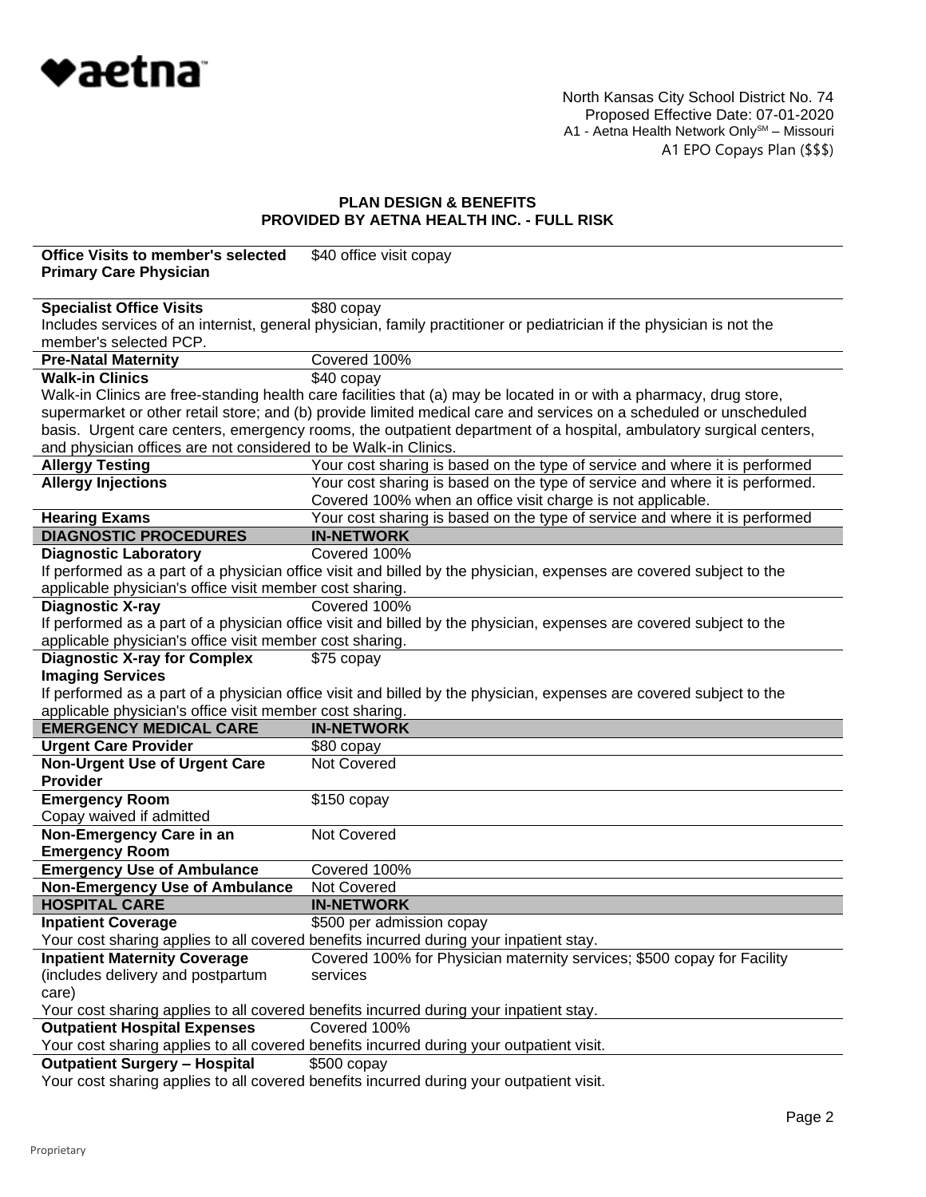North Kansas City School District No. 74
Proposed Effective Date: 07-01-2020
A1 - Aetna Health Network Only℠ – Missouri
A1 EPO Copays Plan ($$$)

## PLAN DESIGN & BENEFITS
## PROVIDED BY AETNA HEALTH INC. - FULL RISK

| | |
|---|---|
| **Office Visits to member's selected Primary Care Physician** | $40 office visit copay |
| **Specialist Office Visits** | $80 copay |
| Includes services of an internist, general physician, family practitioner or pediatrician if the physician is not the member's selected PCP. | |
| **Pre-Natal Maternity** | Covered 100% |
| **Walk-in Clinics** | $40 copay |
| Walk-in Clinics are free-standing health care facilities that (a) may be located in or with a pharmacy, drug store, supermarket or other retail store; and (b) provide limited medical care and services on a scheduled or unscheduled basis. Urgent care centers, emergency rooms, the outpatient department of a hospital, ambulatory surgical centers, and physician offices are not considered to be Walk-in Clinics. | |
| **Allergy Testing** | Your cost sharing is based on the type of service and where it is performed |
| **Allergy Injections** | Your cost sharing is based on the type of service and where it is performed. Covered 100% when an office visit charge is not applicable. |
| **Hearing Exams** | Your cost sharing is based on the type of service and where it is performed |
| **DIAGNOSTIC PROCEDURES** | **IN-NETWORK** |
| **Diagnostic Laboratory** | Covered 100% |
| If performed as a part of a physician office visit and billed by the physician, expenses are covered subject to the applicable physician's office visit member cost sharing. | |
| **Diagnostic X-ray** | Covered 100% |
| If performed as a part of a physician office visit and billed by the physician, expenses are covered subject to the applicable physician's office visit member cost sharing. | |
| **Diagnostic X-ray for Complex Imaging Services** | $75 copay |
| If performed as a part of a physician office visit and billed by the physician, expenses are covered subject to the applicable physician's office visit member cost sharing. | |
| **EMERGENCY MEDICAL CARE** | **IN-NETWORK** |
| **Urgent Care Provider** | $80 copay |
| **Non-Urgent Use of Urgent Care Provider** | Not Covered |
| **Emergency Room** Copay waived if admitted | $150 copay |
| **Non-Emergency Care in an Emergency Room** | Not Covered |
| **Emergency Use of Ambulance** | Covered 100% |
| **Non-Emergency Use of Ambulance** | Not Covered |
| **HOSPITAL CARE** | **IN-NETWORK** |
| **Inpatient Coverage** | $500 per admission copay |
| Your cost sharing applies to all covered benefits incurred during your inpatient stay. | |
| **Inpatient Maternity Coverage** (includes delivery and postpartum care) | Covered 100% for Physician maternity services; $500 copay for Facility services |
| Your cost sharing applies to all covered benefits incurred during your inpatient stay. | |
| **Outpatient Hospital Expenses** | Covered 100% |
| Your cost sharing applies to all covered benefits incurred during your outpatient visit. | |
| **Outpatient Surgery – Hospital** | $500 copay |
| Your cost sharing applies to all covered benefits incurred during your outpatient visit. | |

Proprietary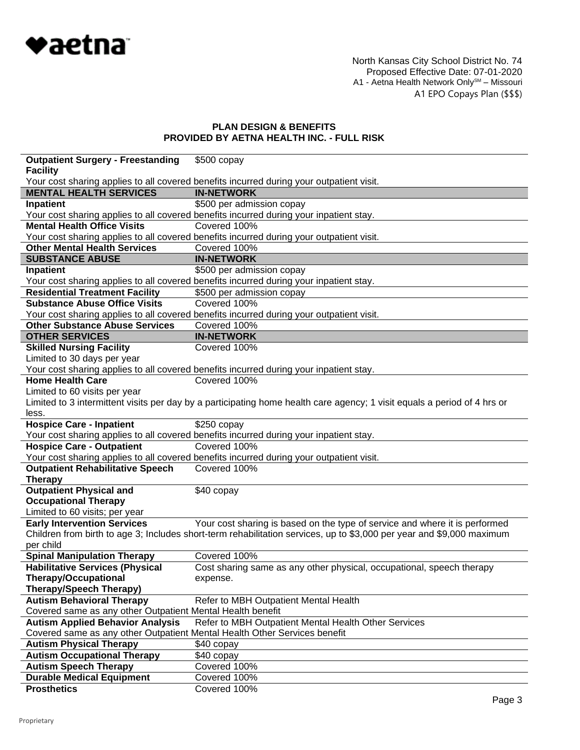North Kansas City School District No. 74
Proposed Effective Date: 07-01-2020
A1 - Aetna Health Network Only℠ – Missouri
A1 EPO Copays Plan ($$$)

## PLAN DESIGN & BENEFITS
## PROVIDED BY AETNA HEALTH INC. - FULL RISK

| | |
|---|---|
| **Outpatient Surgery - Freestanding Facility** | $500 copay |
| Your cost sharing applies to all covered benefits incurred during your outpatient visit. | |
| **MENTAL HEALTH SERVICES** | **IN-NETWORK** |
| **Inpatient** | $500 per admission copay |
| Your cost sharing applies to all covered benefits incurred during your inpatient stay. | |
| **Mental Health Office Visits** | Covered 100% |
| Your cost sharing applies to all covered benefits incurred during your outpatient visit. | |
| **Other Mental Health Services** | Covered 100% |
| **SUBSTANCE ABUSE** | **IN-NETWORK** |
| **Inpatient** | $500 per admission copay |
| Your cost sharing applies to all covered benefits incurred during your inpatient stay. | |
| **Residential Treatment Facility** | $500 per admission copay |
| **Substance Abuse Office Visits** | Covered 100% |
| Your cost sharing applies to all covered benefits incurred during your outpatient visit. | |
| **Other Substance Abuse Services** | Covered 100% |
| **OTHER SERVICES** | **IN-NETWORK** |
| **Skilled Nursing Facility**<br>Limited to 30 days per year | Covered 100% |
| Your cost sharing applies to all covered benefits incurred during your inpatient stay. | |
| **Home Health Care**<br>Limited to 60 visits per year | Covered 100% |
| Limited to 3 intermittent visits per day by a participating home health care agency; 1 visit equals a period of 4 hrs or less. | |
| **Hospice Care - Inpatient** | $250 copay |
| Your cost sharing applies to all covered benefits incurred during your inpatient stay. | |
| **Hospice Care - Outpatient** | Covered 100% |
| Your cost sharing applies to all covered benefits incurred during your outpatient visit. | |
| **Outpatient Rehabilitative Speech Therapy** | Covered 100% |
| **Outpatient Physical and Occupational Therapy**<br>Limited to 60 visits; per year | $40 copay |
| **Early Intervention Services** | Your cost sharing is based on the type of service and where it is performed |
| Children from birth to age 3; Includes short-term rehabilitation services, up to $3,000 per year and $9,000 maximum per child | |
| **Spinal Manipulation Therapy** | Covered 100% |
| **Habilitative Services (Physical Therapy/Occupational Therapy/Speech Therapy)** | Cost sharing same as any other physical, occupational, speech therapy expense. |
| **Autism Behavioral Therapy** | Refer to MBH Outpatient Mental Health |
| Covered same as any other Outpatient Mental Health benefit | |
| **Autism Applied Behavior Analysis** | Refer to MBH Outpatient Mental Health Other Services |
| Covered same as any other Outpatient Mental Health Other Services benefit | |
| **Autism Physical Therapy** | $40 copay |
| **Autism Occupational Therapy** | $40 copay |
| **Autism Speech Therapy** | Covered 100% |
| **Durable Medical Equipment** | Covered 100% |
| **Prosthetics** | Covered 100% |

Proprietary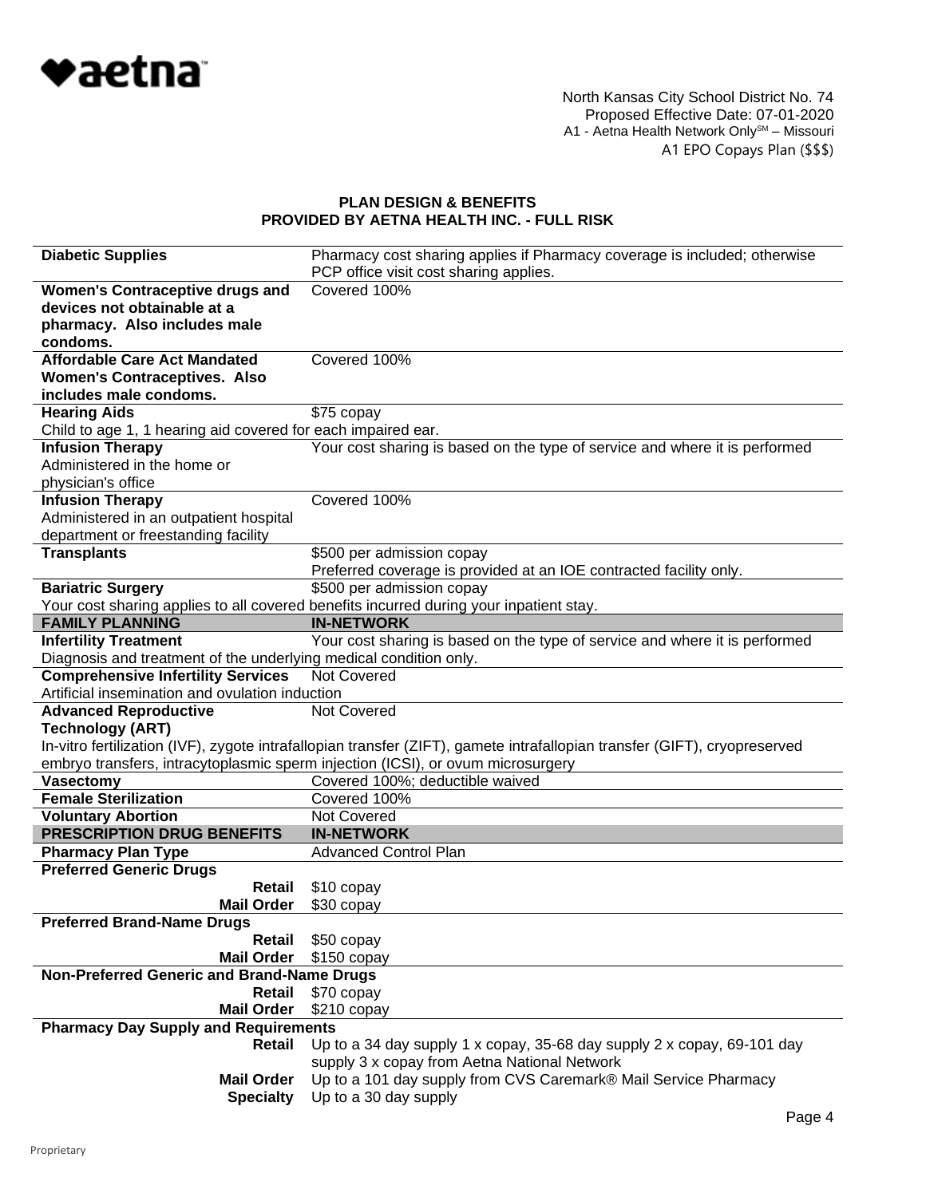North Kansas City School District No. 74
Proposed Effective Date: 07-01-2020
A1 - Aetna Health Network Only℠ – Missouri
A1 EPO Copays Plan ($$$)

## PLAN DESIGN & BENEFITS
## PROVIDED BY AETNA HEALTH INC. - FULL RISK

| | |
|---|---|
| **Diabetic Supplies** | Pharmacy cost sharing applies if Pharmacy coverage is included; otherwise PCP office visit cost sharing applies. |
| **Women's Contraceptive drugs and devices not obtainable at a pharmacy. Also includes male condoms.** | Covered 100% |
| **Affordable Care Act Mandated Women's Contraceptives. Also includes male condoms.** | Covered 100% |
| **Hearing Aids** | $75 copay |
| Child to age 1, 1 hearing aid covered for each impaired ear. | |
| **Infusion Therapy** Administered in the home or physician's office | Your cost sharing is based on the type of service and where it is performed |
| **Infusion Therapy** Administered in an outpatient hospital department or freestanding facility | Covered 100% |
| **Transplants** | $500 per admission copay<br>Preferred coverage is provided at an IOE contracted facility only. |
| **Bariatric Surgery** | $500 per admission copay |
| Your cost sharing applies to all covered benefits incurred during your inpatient stay. | |
| **FAMILY PLANNING** | **IN-NETWORK** |
| **Infertility Treatment** | Your cost sharing is based on the type of service and where it is performed |
| Diagnosis and treatment of the underlying medical condition only. | |
| **Comprehensive Infertility Services** | Not Covered |
| Artificial insemination and ovulation induction | |
| **Advanced Reproductive Technology (ART)** | Not Covered |
| In-vitro fertilization (IVF), zygote intrafallopian transfer (ZIFT), gamete intrafallopian transfer (GIFT), cryopreserved embryo transfers, intracytoplasmic sperm injection (ICSI), or ovum microsurgery | |
| **Vasectomy** | Covered 100%; deductible waived |
| **Female Sterilization** | Covered 100% |
| **Voluntary Abortion** | Not Covered |
| **PRESCRIPTION DRUG BENEFITS** | **IN-NETWORK** |
| **Pharmacy Plan Type** | Advanced Control Plan |
| **Preferred Generic Drugs** | |
| **Retail** | $10 copay |
| **Mail Order** | $30 copay |
| **Preferred Brand-Name Drugs** | |
| **Retail** | $50 copay |
| **Mail Order** | $150 copay |
| **Non-Preferred Generic and Brand-Name Drugs** | |
| **Retail** | $70 copay |
| **Mail Order** | $210 copay |
| **Pharmacy Day Supply and Requirements** | |
| **Retail** | Up to a 34 day supply 1 x copay, 35-68 day supply 2 x copay, 69-101 day supply 3 x copay from Aetna National Network |
| **Mail Order** | Up to a 101 day supply from CVS Caremark® Mail Service Pharmacy |
| **Specialty** | Up to a 30 day supply |

Proprietary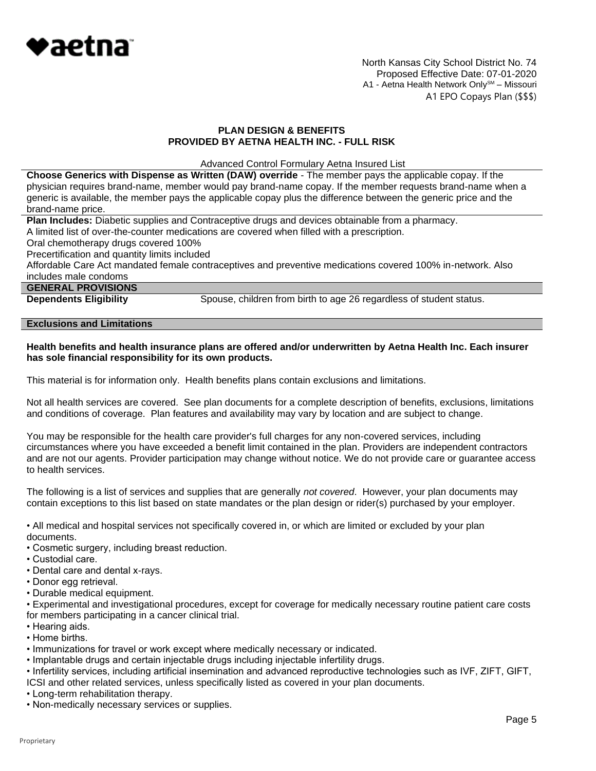North Kansas City School District No. 74
Proposed Effective Date: 07-01-2020
A1 - Aetna Health Network Only℠ – Missouri
A1 EPO Copays Plan ($$$)

**PLAN DESIGN & BENEFITS**
**PROVIDED BY AETNA HEALTH INC. - FULL RISK**

Advanced Control Formulary Aetna Insured List

**Choose Generics with Dispense as Written (DAW) override** - The member pays the applicable copay. If the physician requires brand-name, member would pay brand-name copay. If the member requests brand-name when a generic is available, the member pays the applicable copay plus the difference between the generic price and the brand-name price.

**Plan Includes:** Diabetic supplies and Contraceptive drugs and devices obtainable from a pharmacy.
A limited list of over-the-counter medications are covered when filled with a prescription.
Oral chemotherapy drugs covered 100%
Precertification and quantity limits included
Affordable Care Act mandated female contraceptives and preventive medications covered 100% in-network. Also includes male condoms

## GENERAL PROVISIONS

| **Dependents Eligibility** | Spouse, children from birth to age 26 regardless of student status. |
|---|---|

## Exclusions and Limitations

**Health benefits and health insurance plans are offered and/or underwritten by Aetna Health Inc. Each insurer has sole financial responsibility for its own products.**

This material is for information only. Health benefits plans contain exclusions and limitations.

Not all health services are covered. See plan documents for a complete description of benefits, exclusions, limitations and conditions of coverage. Plan features and availability may vary by location and are subject to change.

You may be responsible for the health care provider's full charges for any non-covered services, including circumstances where you have exceeded a benefit limit contained in the plan. Providers are independent contractors and are not our agents. Provider participation may change without notice. We do not provide care or guarantee access to health services.

The following is a list of services and supplies that are generally *not covered*. However, your plan documents may contain exceptions to this list based on state mandates or the plan design or rider(s) purchased by your employer.

- All medical and hospital services not specifically covered in, or which are limited or excluded by your plan documents.
- Cosmetic surgery, including breast reduction.
- Custodial care.
- Dental care and dental x-rays.
- Donor egg retrieval.
- Durable medical equipment.
- Experimental and investigational procedures, except for coverage for medically necessary routine patient care costs for members participating in a cancer clinical trial.
- Hearing aids.
- Home births.
- Immunizations for travel or work except where medically necessary or indicated.
- Implantable drugs and certain injectable drugs including injectable infertility drugs.
- Infertility services, including artificial insemination and advanced reproductive technologies such as IVF, ZIFT, GIFT, ICSI and other related services, unless specifically listed as covered in your plan documents.
- Long-term rehabilitation therapy.
- Non-medically necessary services or supplies.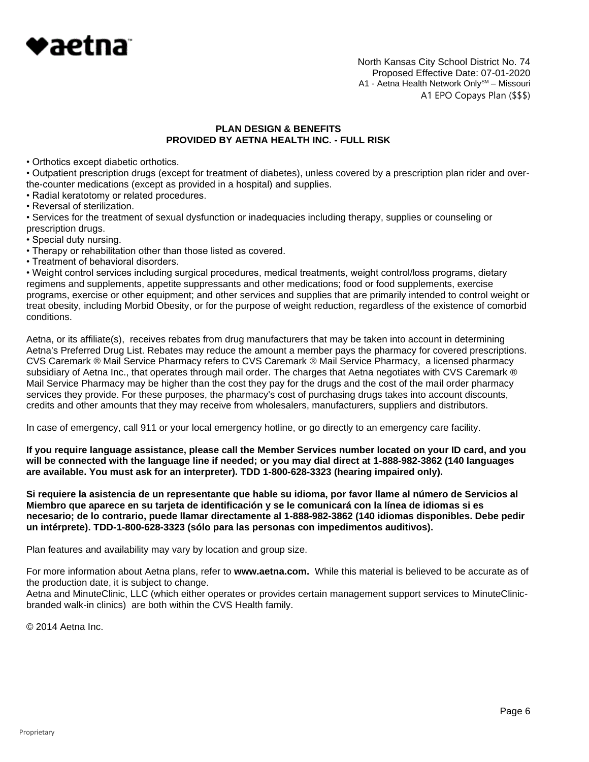North Kansas City School District No. 74
Proposed Effective Date: 07-01-2020
A1 - Aetna Health Network OnlySM – Missouri
A1 EPO Copays Plan ($$$)

**PLAN DESIGN & BENEFITS**
**PROVIDED BY AETNA HEALTH INC. - FULL RISK**

- Orthotics except diabetic orthotics.
- Outpatient prescription drugs (except for treatment of diabetes), unless covered by a prescription plan rider and over-the-counter medications (except as provided in a hospital) and supplies.
- Radial keratotomy or related procedures.
- Reversal of sterilization.
- Services for the treatment of sexual dysfunction or inadequacies including therapy, supplies or counseling or prescription drugs.
- Special duty nursing.
- Therapy or rehabilitation other than those listed as covered.
- Treatment of behavioral disorders.
- Weight control services including surgical procedures, medical treatments, weight control/loss programs, dietary regimens and supplements, appetite suppressants and other medications; food or food supplements, exercise programs, exercise or other equipment; and other services and supplies that are primarily intended to control weight or treat obesity, including Morbid Obesity, or for the purpose of weight reduction, regardless of the existence of comorbid conditions.

Aetna, or its affiliate(s), receives rebates from drug manufacturers that may be taken into account in determining Aetna's Preferred Drug List. Rebates may reduce the amount a member pays the pharmacy for covered prescriptions. CVS Caremark ® Mail Service Pharmacy refers to CVS Caremark ® Mail Service Pharmacy, a licensed pharmacy subsidiary of Aetna Inc., that operates through mail order. The charges that Aetna negotiates with CVS Caremark ® Mail Service Pharmacy may be higher than the cost they pay for the drugs and the cost of the mail order pharmacy services they provide. For these purposes, the pharmacy's cost of purchasing drugs takes into account discounts, credits and other amounts that they may receive from wholesalers, manufacturers, suppliers and distributors.

In case of emergency, call 911 or your local emergency hotline, or go directly to an emergency care facility.

**If you require language assistance, please call the Member Services number located on your ID card, and you will be connected with the language line if needed; or you may dial direct at 1-888-982-3862 (140 languages are available. You must ask for an interpreter). TDD 1-800-628-3323 (hearing impaired only).**

**Si requiere la asistencia de un representante que hable su idioma, por favor llame al número de Servicios al Miembro que aparece en su tarjeta de identificación y se le comunicará con la línea de idiomas si es necesario; de lo contrario, puede llamar directamente al 1-888-982-3862 (140 idiomas disponibles. Debe pedir un intérprete). TDD-1-800-628-3323 (sólo para las personas con impedimentos auditivos).**

Plan features and availability may vary by location and group size.

For more information about Aetna plans, refer to **www.aetna.com.** While this material is believed to be accurate as of the production date, it is subject to change.
Aetna and MinuteClinic, LLC (which either operates or provides certain management support services to MinuteClinic-branded walk-in clinics) are both within the CVS Health family.

© 2014 Aetna Inc.

Proprietary